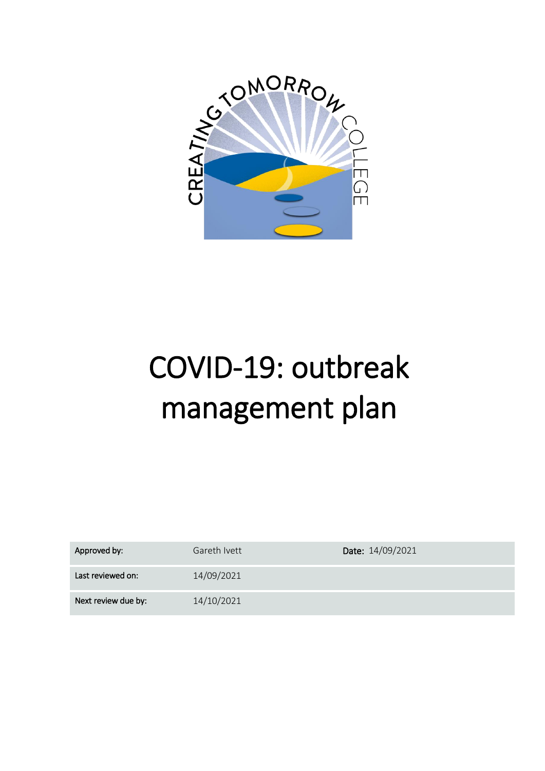# COVID-19: outbreak management plan

| Approved by: | Gareth Ivett | Date: 14/09/2021 |
|---|---|---|
| Last reviewed on: | 14/09/2021 | |
| Next review due by: | 14/10/2021 | |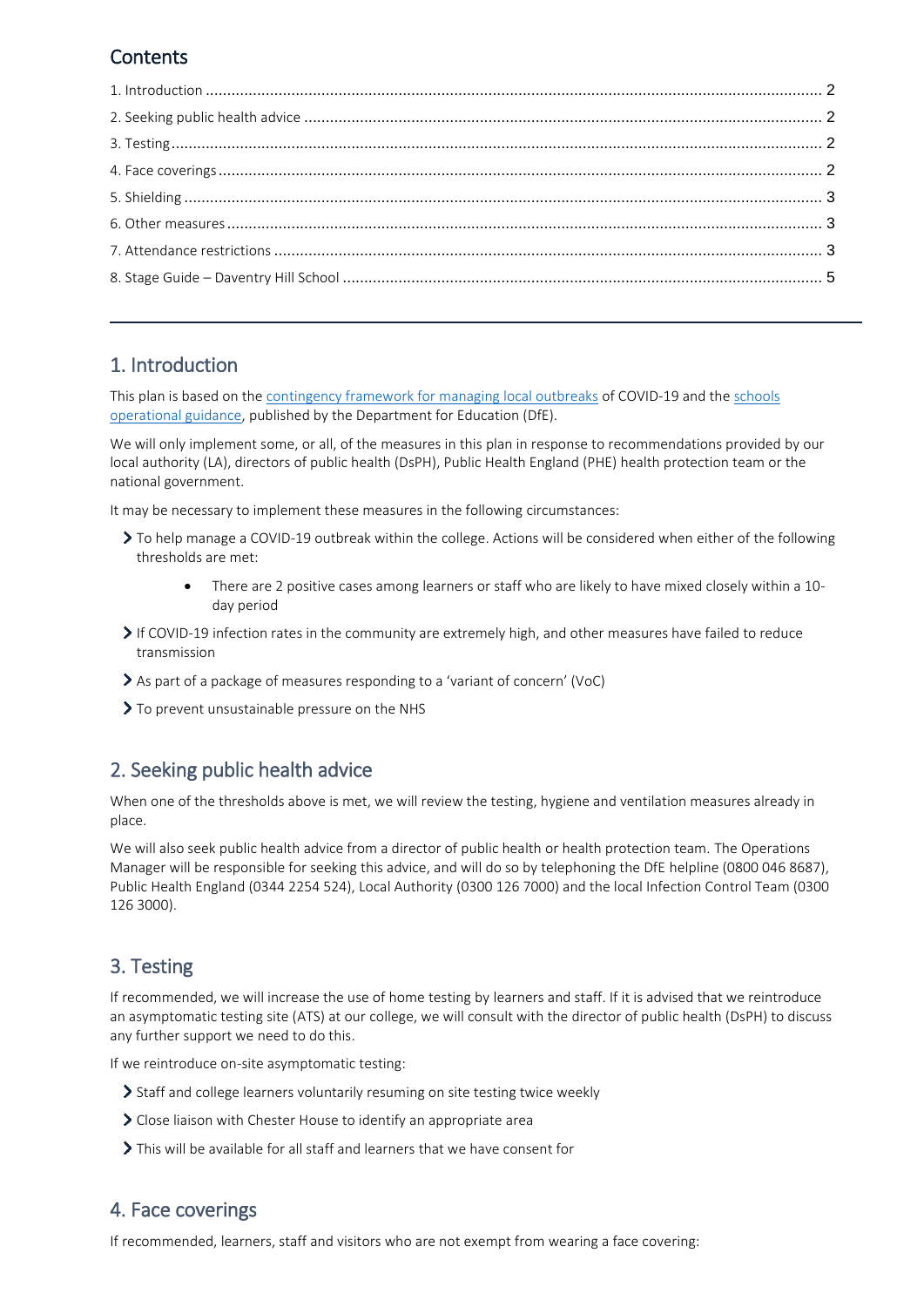## Contents

1. Introduction ..... 2
2. Seeking public health advice ..... 2
3. Testing ..... 2
4. Face coverings ..... 2
5. Shielding ..... 3
6. Other measures ..... 3
7. Attendance restrictions ..... 3
8. Stage Guide – Daventry Hill School ..... 5

---

## 1. Introduction

This plan is based on the contingency framework for managing local outbreaks of COVID-19 and the schools operational guidance, published by the Department for Education (DfE).

We will only implement some, or all, of the measures in this plan in response to recommendations provided by our local authority (LA), directors of public health (DsPH), Public Health England (PHE) health protection team or the national government.

It may be necessary to implement these measures in the following circumstances:

- To help manage a COVID-19 outbreak within the college. Actions will be considered when either of the following thresholds are met:
    - There are 2 positive cases among learners or staff who are likely to have mixed closely within a 10-day period
- If COVID-19 infection rates in the community are extremely high, and other measures have failed to reduce transmission
- As part of a package of measures responding to a 'variant of concern' (VoC)
- To prevent unsustainable pressure on the NHS

## 2. Seeking public health advice

When one of the thresholds above is met, we will review the testing, hygiene and ventilation measures already in place.

We will also seek public health advice from a director of public health or health protection team. The Operations Manager will be responsible for seeking this advice, and will do so by telephoning the DfE helpline (0800 046 8687), Public Health England (0344 2254 524), Local Authority (0300 126 7000) and the local Infection Control Team (0300 126 3000).

## 3. Testing

If recommended, we will increase the use of home testing by learners and staff. If it is advised that we reintroduce an asymptomatic testing site (ATS) at our college, we will consult with the director of public health (DsPH) to discuss any further support we need to do this.

If we reintroduce on-site asymptomatic testing:

- Staff and college learners voluntarily resuming on site testing twice weekly
- Close liaison with Chester House to identify an appropriate area
- This will be available for all staff and learners that we have consent for

## 4. Face coverings

If recommended, learners, staff and visitors who are not exempt from wearing a face covering: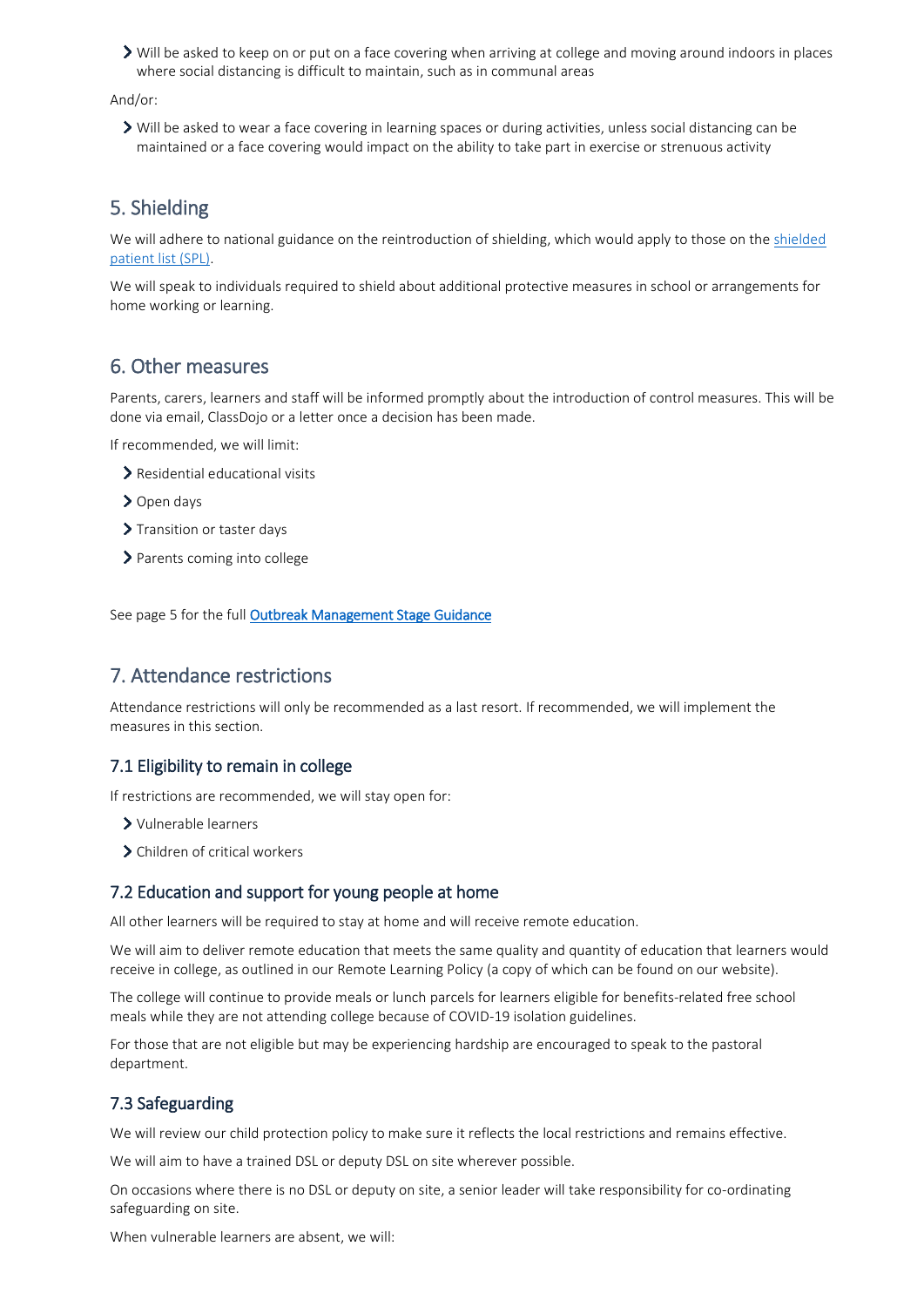- Will be asked to keep on or put on a face covering when arriving at college and moving around indoors in places where social distancing is difficult to maintain, such as in communal areas

And/or:

- Will be asked to wear a face covering in learning spaces or during activities, unless social distancing can be maintained or a face covering would impact on the ability to take part in exercise or strenuous activity

## 5. Shielding

We will adhere to national guidance on the reintroduction of shielding, which would apply to those on the shielded patient list (SPL).

We will speak to individuals required to shield about additional protective measures in school or arrangements for home working or learning.

## 6. Other measures

Parents, carers, learners and staff will be informed promptly about the introduction of control measures. This will be done via email, ClassDojo or a letter once a decision has been made.

If recommended, we will limit:

- Residential educational visits
- Open days
- Transition or taster days
- Parents coming into college

See page 5 for the full **Outbreak Management Stage Guidance**

## 7. Attendance restrictions

Attendance restrictions will only be recommended as a last resort. If recommended, we will implement the measures in this section.

### 7.1 Eligibility to remain in college

If restrictions are recommended, we will stay open for:

- Vulnerable learners
- Children of critical workers

### 7.2 Education and support for young people at home

All other learners will be required to stay at home and will receive remote education.

We will aim to deliver remote education that meets the same quality and quantity of education that learners would receive in college, as outlined in our Remote Learning Policy (a copy of which can be found on our website).

The college will continue to provide meals or lunch parcels for learners eligible for benefits-related free school meals while they are not attending college because of COVID-19 isolation guidelines.

For those that are not eligible but may be experiencing hardship are encouraged to speak to the pastoral department.

### 7.3 Safeguarding

We will review our child protection policy to make sure it reflects the local restrictions and remains effective.

We will aim to have a trained DSL or deputy DSL on site wherever possible.

On occasions where there is no DSL or deputy on site, a senior leader will take responsibility for co-ordinating safeguarding on site.

When vulnerable learners are absent, we will: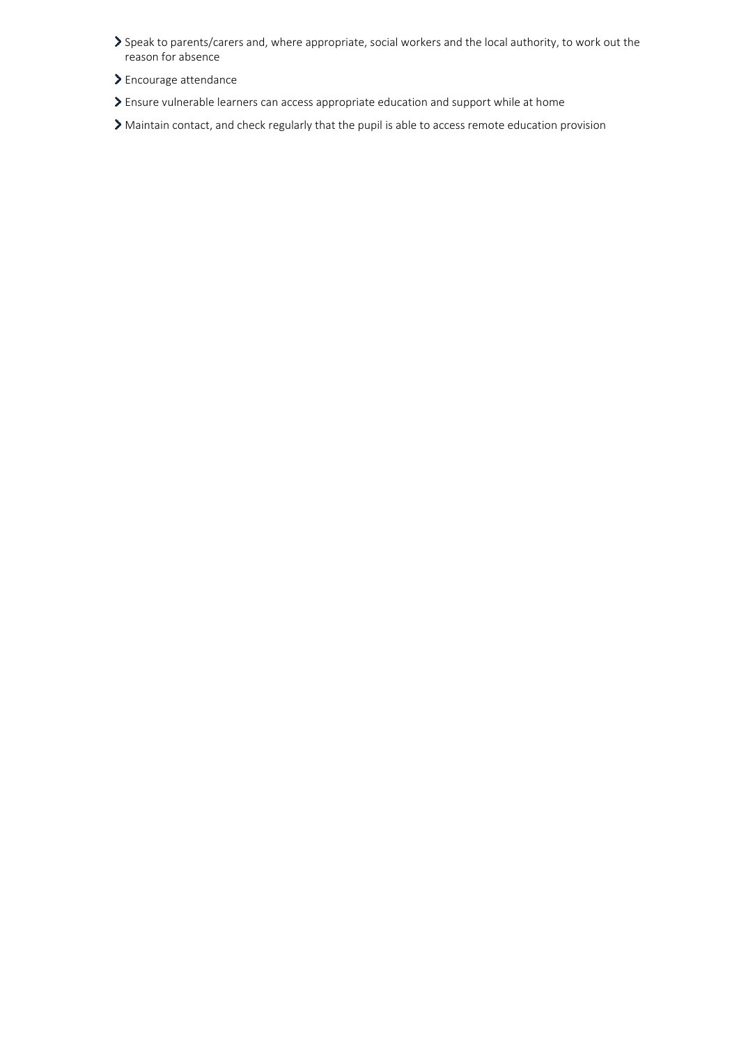- Speak to parents/carers and, where appropriate, social workers and the local authority, to work out the reason for absence
- Encourage attendance
- Ensure vulnerable learners can access appropriate education and support while at home
- Maintain contact, and check regularly that the pupil is able to access remote education provision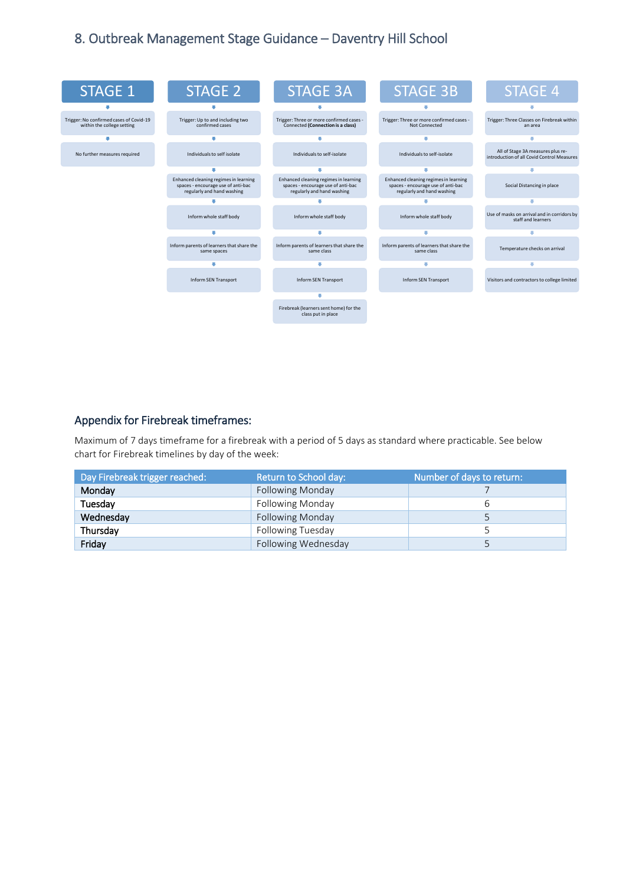## 8. Outbreak Management Stage Guidance – Daventry Hill School

**STAGE 1**

- Trigger: No confirmed cases of Covid-19 within the college setting
- No further measures required

**STAGE 2**

- Trigger: Up to and including two confirmed cases
- Individuals to self isolate
- Enhanced cleaning regimes in learning spaces - encourage use of anti-bac regularly and hand washing
- Inform whole staff body
- Inform parents of learners that share the same spaces
- Inform SEN Transport

**STAGE 3A**

- Trigger: Three or more confirmed cases - Connected **(Connection is a class)**
- Individuals to self-isolate
- Enhanced cleaning regimes in learning spaces - encourage use of anti-bac regularly and hand washing
- Inform whole staff body
- Inform parents of learners that share the same class
- Inform SEN Transport
- Firebreak (learners sent home) for the class put in place

**STAGE 3B**

- Trigger: Three or more confirmed cases - Not Connected
- Individuals to self-isolate
- Enhanced cleaning regimes in learning spaces - encourage use of anti-bac regularly and hand washing
- Inform whole staff body
- Inform parents of learners that share the same class
- Inform SEN Transport

**STAGE 4**

- Trigger: Three Classes on Firebreak within an area
- All of Stage 3A measures plus re-introduction of all Covid Control Measures
- Social Distancing in place
- Use of masks on arrival and in corridors by staff and learners
- Temperature checks on arrival
- Visitors and contractors to college limited

## Appendix for Firebreak timeframes:

Maximum of 7 days timeframe for a firebreak with a period of 5 days as standard where practicable. See below chart for Firebreak timelines by day of the week:

| Day Firebreak trigger reached: | Return to School day: | Number of days to return: |
|---|---|---|
| Monday | Following Monday | 7 |
| Tuesday | Following Monday | 6 |
| Wednesday | Following Monday | 5 |
| Thursday | Following Tuesday | 5 |
| Friday | Following Wednesday | 5 |